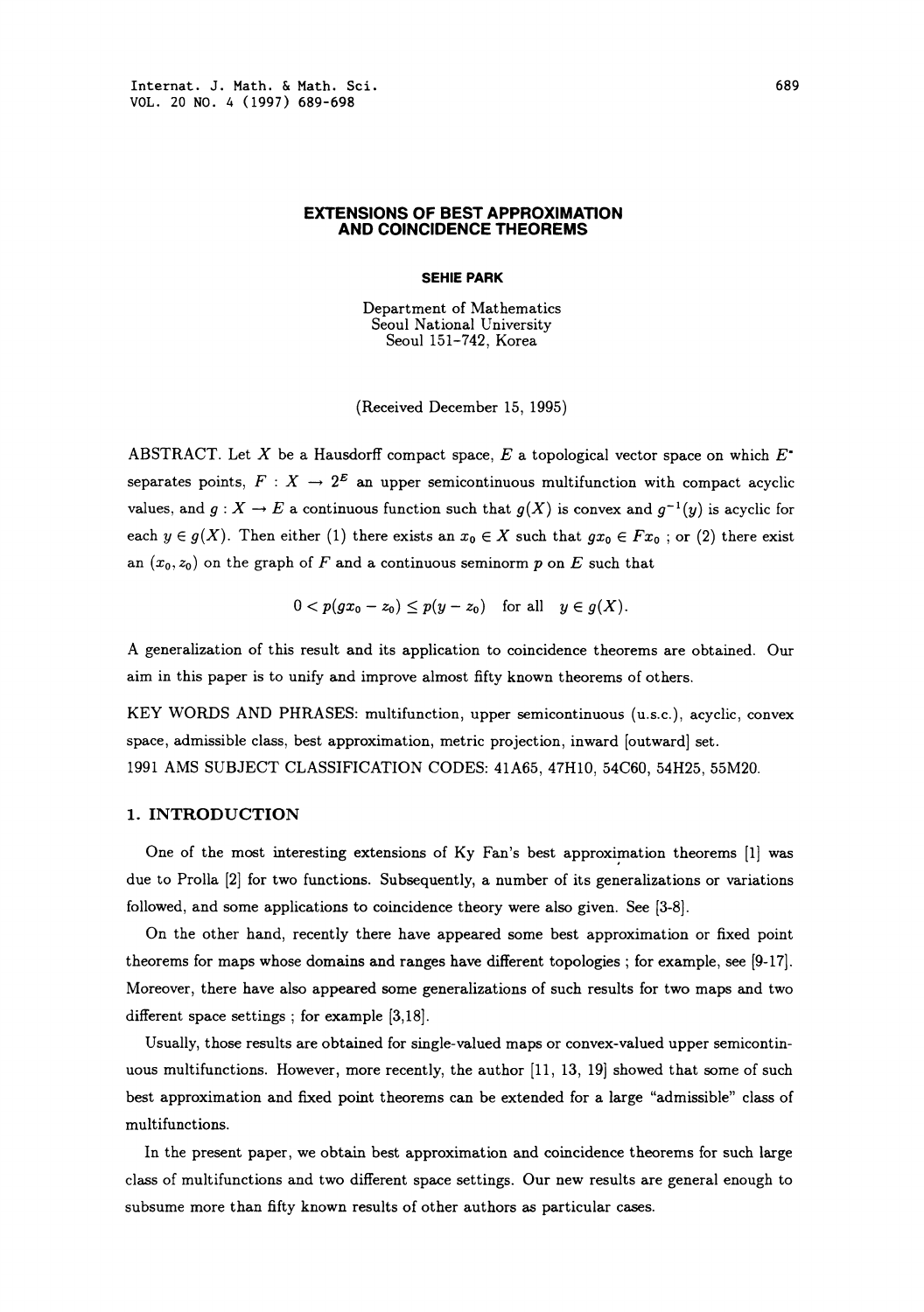# EXTENSIONS OF BEST APPROXIMATION AND COINCIDENCE THEOREMS

**SEHIE PARK**

Department of Mathematics
Seoul National University
Seoul 151-742, Korea

(Received December 15, 1995)

ABSTRACT. Let $X$ be a Hausdorff compact space, $E$ a topological vector space on which $E^*$ separates points, $F : X \to 2^E$ an upper semicontinuous multifunction with compact acyclic values, and $g : X \to E$ a continuous function such that $g(X)$ is convex and $g^{-1}(y)$ is acyclic for each $y \in g(X)$. Then either (1) there exists an $x_0 \in X$ such that $gx_0 \in Fx_0$ ; or (2) there exist an $(x_0, z_0)$ on the graph of $F$ and a continuous seminorm $p$ on $E$ such that

$$0 < p(gx_0 - z_0) \leq p(y - z_0) \quad \text{for all} \quad y \in g(X).$$

A generalization of this result and its application to coincidence theorems are obtained. Our aim in this paper is to unify and improve almost fifty known theorems of others.

KEY WORDS AND PHRASES: multifunction, upper semicontinuous (u.s.c.), acyclic, convex space, admissible class, best approximation, metric projection, inward [outward] set.
1991 AMS SUBJECT CLASSIFICATION CODES: 41A65, 47H10, 54C60, 54H25, 55M20.

## 1. INTRODUCTION

One of the most interesting extensions of Ky Fan's best approximation theorems [1] was due to Prolla [2] for two functions. Subsequently, a number of its generalizations or variations followed, and some applications to coincidence theory were also given. See [3-8].

On the other hand, recently there have appeared some best approximation or fixed point theorems for maps whose domains and ranges have different topologies ; for example, see [9-17]. Moreover, there have also appeared some generalizations of such results for two maps and two different space settings ; for example [3,18].

Usually, those results are obtained for single-valued maps or convex-valued upper semicontinuous multifunctions. However, more recently, the author [11, 13, 19] showed that some of such best approximation and fixed point theorems can be extended for a large "admissible" class of multifunctions.

In the present paper, we obtain best approximation and coincidence theorems for such large class of multifunctions and two different space settings. Our new results are general enough to subsume more than fifty known results of other authors as particular cases.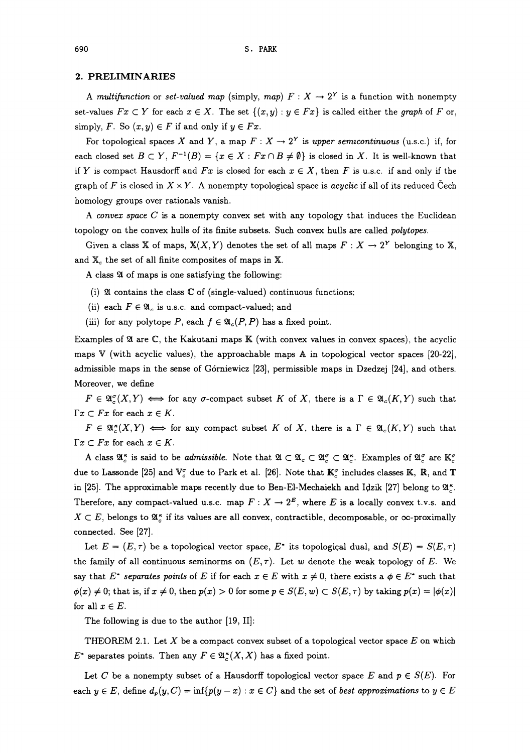## 2. PRELIMINARIES

A *multifunction* or *set-valued map* (simply, *map*) $F : X \to 2^Y$ is a function with nonempty set-values $Fx \subset Y$ for each $x \in X$. The set $\{(x, y) : y \in Fx\}$ is called either the *graph* of $F$ or, simply, $F$. So $(x, y) \in F$ if and only if $y \in Fx$.

For topological spaces $X$ and $Y$, a map $F : X \to 2^Y$ is *upper semicontinuous* (u.s.c.) if, for each closed set $B \subset Y$, $F^{-1}(B) = \{x \in X : Fx \cap B \neq \emptyset\}$ is closed in $X$. It is well-known that if $Y$ is compact Hausdorff and $Fx$ is closed for each $x \in X$, then $F$ is u.s.c. if and only if the graph of $F$ is closed in $X \times Y$. A nonempty topological space is *acyclic* if all of its reduced Čech homology groups over rationals vanish.

A *convex space* $C$ is a nonempty convex set with any topology that induces the Euclidean topology on the convex hulls of its finite subsets. Such convex hulls are called *polytopes*.

Given a class $\mathbb{X}$ of maps, $\mathbb{X}(X, Y)$ denotes the set of all maps $F : X \to 2^Y$ belonging to $\mathbb{X}$, and $\mathbb{X}_c$ the set of all finite composites of maps in $\mathbb{X}$.

A class $\mathfrak{A}$ of maps is one satisfying the following:

(i) $\mathfrak{A}$ contains the class $\mathbb{C}$ of (single-valued) continuous functions;

(ii) each $F \in \mathfrak{A}_c$ is u.s.c. and compact-valued; and

(iii) for any polytope $P$, each $f \in \mathfrak{A}_c(P, P)$ has a fixed point.

Examples of $\mathfrak{A}$ are $\mathbb{C}$, the Kakutani maps $\mathbb{K}$ (with convex values in convex spaces), the acyclic maps $\mathbb{V}$ (with acyclic values), the approachable maps $\mathbb{A}$ in topological vector spaces [20-22], admissible maps in the sense of Górniewicz [23], permissible maps in Dzedzej [24], and others. Moreover, we define

$F \in \mathfrak{A}_c^\sigma(X, Y) \iff$ for any $\sigma$-compact subset $K$ of $X$, there is a $\Gamma \in \mathfrak{A}_c(K, Y)$ such that $\Gamma x \subset Fx$ for each $x \in K$.

$F \in \mathfrak{A}_c^\kappa(X, Y) \iff$ for any compact subset $K$ of $X$, there is a $\Gamma \in \mathfrak{A}_c(K, Y)$ such that $\Gamma x \subset Fx$ for each $x \in K$.

A class $\mathfrak{A}_c^\kappa$ is said to be *admissible*. Note that $\mathfrak{A} \subset \mathfrak{A}_c \subset \mathfrak{A}_c^\sigma \subset \mathfrak{A}_c^\kappa$. Examples of $\mathfrak{A}_c^\sigma$ are $\mathbb{K}_c^\sigma$ due to Lassonde [25] and $\mathbb{V}_c^\sigma$ due to Park et al. [26]. Note that $\mathbb{K}_c^\sigma$ includes classes $\mathbb{K}$, $\mathbb{R}$, and $\mathbb{T}$ in [25]. The approximable maps recently due to Ben-El-Mechaiekh and Idzik [27] belong to $\mathfrak{A}_c^\kappa$. Therefore, any compact-valued u.s.c. map $F : X \to 2^E$, where $E$ is a locally convex t.v.s. and $X \subset E$, belongs to $\mathfrak{A}_c^\kappa$ if its values are all convex, contractible, decomposable, or $\infty$-proximally connected. See [27].

Let $E = (E, \tau)$ be a topological vector space, $E^*$ its topological dual, and $S(E) = S(E, \tau)$ the family of all continuous seminorms on $(E, \tau)$. Let $w$ denote the weak topology of $E$. We say that $E^*$ *separates points* of $E$ if for each $x \in E$ with $x \neq 0$, there exists a $\phi \in E^*$ such that $\phi(x) \neq 0$; that is, if $x \neq 0$, then $p(x) > 0$ for some $p \in S(E, w) \subset S(E, \tau)$ by taking $p(x) = |\phi(x)|$ for all $x \in E$.

The following is due to the author [19, II]:

THEOREM 2.1. *Let $X$ be a compact convex subset of a topological vector space $E$ on which $E^*$ separates points. Then any $F \in \mathfrak{A}_c^\kappa(X, X)$ has a fixed point.*

Let $C$ be a nonempty subset of a Hausdorff topological vector space $E$ and $p \in S(E)$. For each $y \in E$, define $d_p(y, C) = \inf\{p(y - x) : x \in C\}$ and the set of *best approximations* to $y \in E$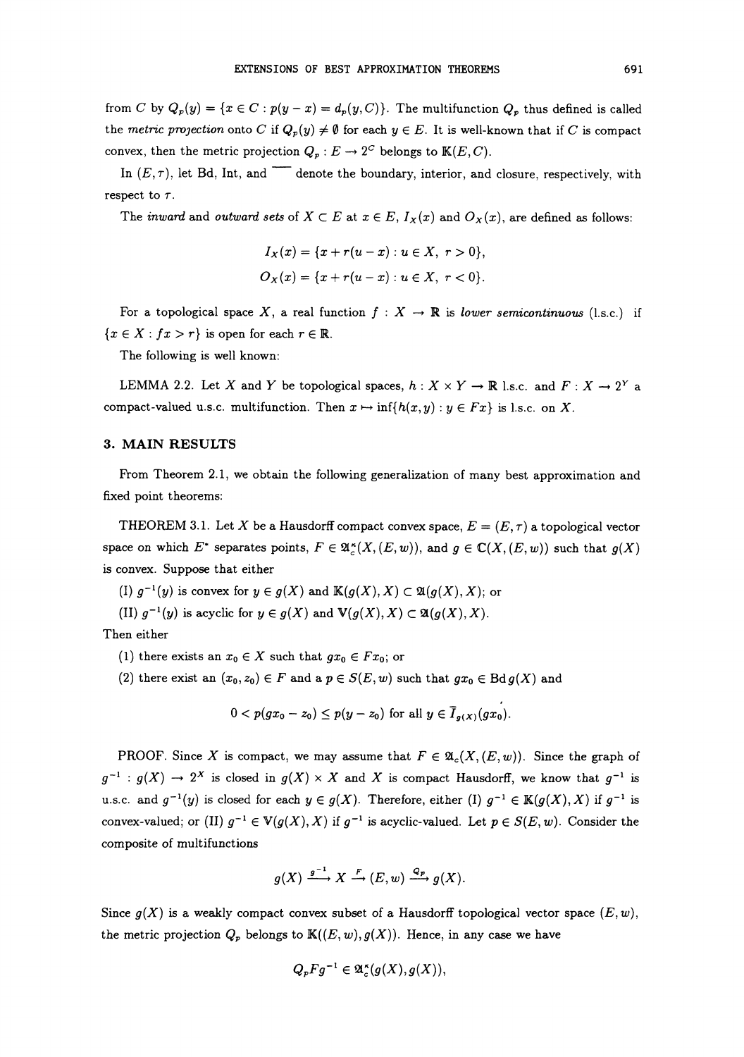from $C$ by $Q_p(y) = \{x \in C : p(y - x) = d_p(y, C)\}$. The multifunction $Q_p$ thus defined is called the *metric projection* onto $C$ if $Q_p(y) \neq \emptyset$ for each $y \in E$. It is well-known that if $C$ is compact convex, then the metric projection $Q_p : E \to 2^C$ belongs to $\mathbb{K}(E, C)$.

In $(E, \tau)$, let Bd, Int, and $\overline{\phantom{x}}$ denote the boundary, interior, and closure, respectively, with respect to $\tau$.

The *inward* and *outward sets* of $X \subset E$ at $x \in E$, $I_X(x)$ and $O_X(x)$, are defined as follows:

$$I_X(x) = \{x + r(u - x) : u \in X,\ r > 0\},$$

$$O_X(x) = \{x + r(u - x) : u \in X,\ r < 0\}.$$

For a topological space $X$, a real function $f : X \to \mathbb{R}$ is *lower semicontinuous* (l.s.c.) if $\{x \in X : fx > r\}$ is open for each $r \in \mathbb{R}$.

The following is well known:

LEMMA 2.2. Let $X$ and $Y$ be topological spaces, $h : X \times Y \to \mathbb{R}$ l.s.c. and $F : X \to 2^Y$ a compact-valued u.s.c. multifunction. Then $x \mapsto \inf\{h(x, y) : y \in Fx\}$ is l.s.c. on $X$.

## 3. MAIN RESULTS

From Theorem 2.1, we obtain the following generalization of many best approximation and fixed point theorems:

THEOREM 3.1. Let $X$ be a Hausdorff compact convex space, $E = (E, \tau)$ a topological vector space on which $E^*$ separates points, $F \in \mathfrak{A}_c^\kappa(X, (E, w))$, and $g \in \mathbb{C}(X, (E, w))$ such that $g(X)$ is convex. Suppose that either

(I) $g^{-1}(y)$ is convex for $y \in g(X)$ and $\mathbb{K}(g(X), X) \subset \mathfrak{A}(g(X), X)$; or

(II) $g^{-1}(y)$ is acyclic for $y \in g(X)$ and $\mathbb{V}(g(X), X) \subset \mathfrak{A}(g(X), X)$.

Then either

(1) there exists an $x_0 \in X$ such that $gx_0 \in Fx_0$; or

(2) there exist an $(x_0, z_0) \in F$ and a $p \in S(E, w)$ such that $gx_0 \in \operatorname{Bd} g(X)$ and

$$0 < p(gx_0 - z_0) \leq p(y - z_0) \text{ for all } y \in \overline{I}_{g(X)}(gx_0).$$

PROOF. Since $X$ is compact, we may assume that $F \in \mathfrak{A}_c(X, (E, w))$. Since the graph of $g^{-1} : g(X) \to 2^X$ is closed in $g(X) \times X$ and $X$ is compact Hausdorff, we know that $g^{-1}$ is u.s.c. and $g^{-1}(y)$ is closed for each $y \in g(X)$. Therefore, either (I) $g^{-1} \in \mathbb{K}(g(X), X)$ if $g^{-1}$ is convex-valued; or (II) $g^{-1} \in \mathbb{V}(g(X), X)$ if $g^{-1}$ is acyclic-valued. Let $p \in S(E, w)$. Consider the composite of multifunctions

$$g(X) \xrightarrow{g^{-1}} X \xrightarrow{F} (E, w) \xrightarrow{Q_p} g(X).$$

Since $g(X)$ is a weakly compact convex subset of a Hausdorff topological vector space $(E, w)$, the metric projection $Q_p$ belongs to $\mathbb{K}((E, w), g(X))$. Hence, in any case we have

$$Q_p F g^{-1} \in \mathfrak{A}_c^\kappa(g(X), g(X)),$$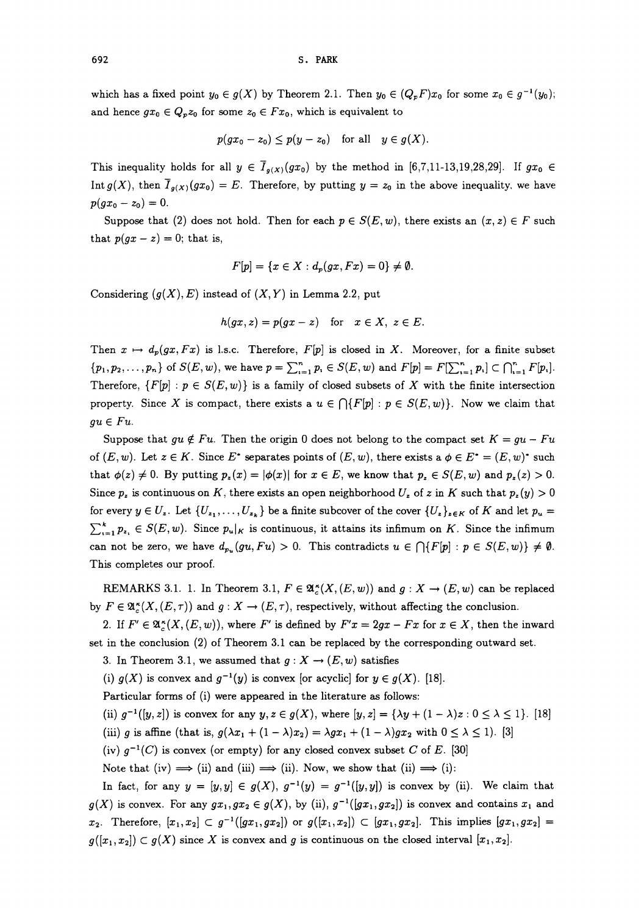which has a fixed point $y_0 \in g(X)$ by Theorem 2.1. Then $y_0 \in (Q_p F)x_0$ for some $x_0 \in g^{-1}(y_0)$; and hence $gx_0 \in Q_p z_0$ for some $z_0 \in Fx_0$, which is equivalent to

$$p(gx_0 - z_0) \leq p(y - z_0) \quad \text{for all} \quad y \in g(X).$$

This inequality holds for all $y \in \overline{I}_{g(X)}(gx_0)$ by the method in [6,7,11-13,19,28,29]. If $gx_0 \in \operatorname{Int} g(X)$, then $\overline{I}_{g(X)}(gx_0) = E$. Therefore, by putting $y = z_0$ in the above inequality, we have $p(gx_0 - z_0) = 0$.

Suppose that (2) does not hold. Then for each $p \in S(E, w)$, there exists an $(x, z) \in F$ such that $p(gx - z) = 0$; that is,

$$F[p] = \{x \in X : d_p(gx, Fx) = 0\} \neq \emptyset.$$

Considering $(g(X), E)$ instead of $(X, Y)$ in Lemma 2.2, put

$$h(gx, z) = p(gx - z) \quad \text{for} \quad x \in X, \ z \in E.$$

Then $x \mapsto d_p(gx, Fx)$ is l.s.c. Therefore, $F[p]$ is closed in $X$. Moreover, for a finite subset $\{p_1, p_2, \ldots, p_n\}$ of $S(E, w)$, we have $p = \sum_{i=1}^n p_i \in S(E, w)$ and $F[p] = F[\sum_{i=1}^n p_i] \subset \bigcap_{i=1}^n F[p_i]$. Therefore, $\{F[p] : p \in S(E, w)\}$ is a family of closed subsets of $X$ with the finite intersection property. Since $X$ is compact, there exists a $u \in \bigcap\{F[p] : p \in S(E, w)\}$. Now we claim that $gu \in Fu$.

Suppose that $gu \notin Fu$. Then the origin 0 does not belong to the compact set $K = gu - Fu$ of $(E, w)$. Let $z \in K$. Since $E^*$ separates points of $(E, w)$, there exists a $\phi \in E^* = (E, w)^*$ such that $\phi(z) \neq 0$. By putting $p_z(x) = |\phi(x)|$ for $x \in E$, we know that $p_z \in S(E, w)$ and $p_z(z) > 0$. Since $p_z$ is continuous on $K$, there exists an open neighborhood $U_z$ of $z$ in $K$ such that $p_z(y) > 0$ for every $y \in U_z$. Let $\{U_{z_1}, \ldots, U_{z_k}\}$ be a finite subcover of the cover $\{U_z\}_{z \in K}$ of $K$ and let $p_u = \sum_{i=1}^k p_{z_i} \in S(E, w)$. Since $p_u|_K$ is continuous, it attains its infimum on $K$. Since the infimum can not be zero, we have $d_{p_u}(gu, Fu) > 0$. This contradicts $u \in \bigcap\{F[p] : p \in S(E, w)\} \neq \emptyset$. This completes our proof.

REMARKS 3.1. 1. In Theorem 3.1, $F \in \mathfrak{A}_c^\kappa(X, (E, w))$ and $g : X \to (E, w)$ can be replaced by $F \in \mathfrak{A}_c^\kappa(X, (E, \tau))$ and $g : X \to (E, \tau)$, respectively, without affecting the conclusion.

2. If $F' \in \mathfrak{A}_c^\kappa(X, (E, w))$, where $F'$ is defined by $F'x = 2gx - Fx$ for $x \in X$, then the inward set in the conclusion (2) of Theorem 3.1 can be replaced by the corresponding outward set.

3. In Theorem 3.1, we assumed that $g : X \to (E, w)$ satisfies

(i) $g(X)$ is convex and $g^{-1}(y)$ is convex [or acyclic] for $y \in g(X)$. [18].

Particular forms of (i) were appeared in the literature as follows:

(ii) $g^{-1}([y, z])$ is convex for any $y, z \in g(X)$, where $[y, z] = \{\lambda y + (1 - \lambda)z : 0 \leq \lambda \leq 1\}$. [18]

(iii) $g$ is affine (that is, $g(\lambda x_1 + (1 - \lambda)x_2) = \lambda gx_1 + (1 - \lambda)gx_2$ with $0 \leq \lambda \leq 1$). [3]

(iv) $g^{-1}(C)$ is convex (or empty) for any closed convex subset $C$ of $E$. [30]

Note that (iv) $\Longrightarrow$ (ii) and (iii) $\Longrightarrow$ (ii). Now, we show that (ii) $\Longrightarrow$ (i):

In fact, for any $y = [y, y] \in g(X)$, $g^{-1}(y) = g^{-1}([y, y])$ is convex by (ii). We claim that $g(X)$ is convex. For any $gx_1, gx_2 \in g(X)$, by (ii), $g^{-1}([gx_1, gx_2])$ is convex and contains $x_1$ and $x_2$. Therefore, $[x_1, x_2] \subset g^{-1}([gx_1, gx_2])$ or $g([x_1, x_2]) \subset [gx_1, gx_2]$. This implies $[gx_1, gx_2] = g([x_1, x_2]) \subset g(X)$ since $X$ is convex and $g$ is continuous on the closed interval $[x_1, x_2]$.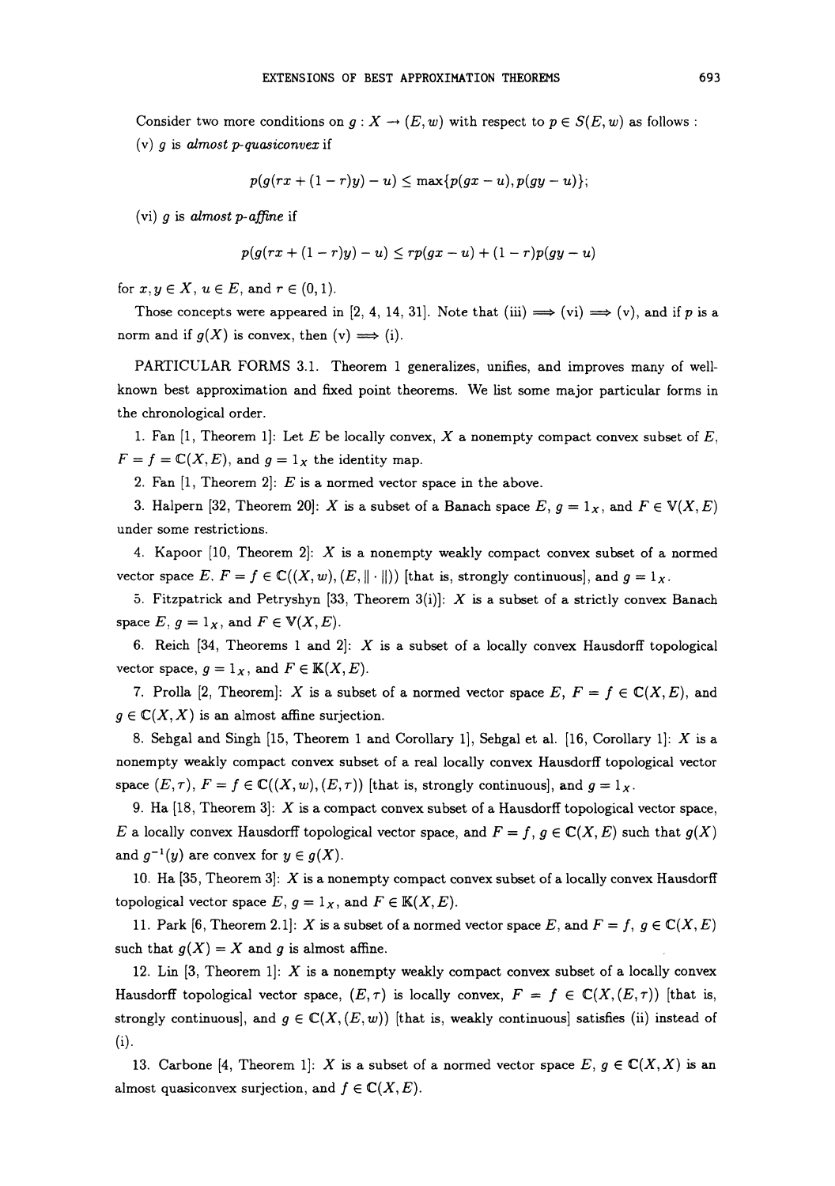Consider two more conditions on $g : X \to (E, w)$ with respect to $p \in S(E, w)$ as follows :

(v) $g$ is *almost p-quasiconvex* if

$$p(g(rx + (1-r)y) - u) \le \max\{p(gx - u), p(gy - u)\};$$

(vi) $g$ is *almost p-affine* if

$$p(g(rx + (1-r)y) - u) \le rp(gx - u) + (1-r)p(gy - u)$$

for $x, y \in X$, $u \in E$, and $r \in (0, 1)$.

Those concepts were appeared in [2, 4, 14, 31]. Note that (iii) $\Longrightarrow$ (vi) $\Longrightarrow$ (v), and if $p$ is a norm and if $g(X)$ is convex, then (v) $\Longrightarrow$ (i).

PARTICULAR FORMS 3.1. Theorem 1 generalizes, unifies, and improves many of well-known best approximation and fixed point theorems. We list some major particular forms in the chronological order.

1. Fan [1, Theorem 1]: Let $E$ be locally convex, $X$ a nonempty compact convex subset of $E$, $F = f = \mathbb{C}(X, E)$, and $g = 1_X$ the identity map.

2. Fan [1, Theorem 2]: $E$ is a normed vector space in the above.

3. Halpern [32, Theorem 20]: $X$ is a subset of a Banach space $E$, $g = 1_X$, and $F \in \mathbb{V}(X, E)$ under some restrictions.

4. Kapoor [10, Theorem 2]: $X$ is a nonempty weakly compact convex subset of a normed vector space $E$. $F = f \in \mathbb{C}((X, w), (E, \|\cdot\|))$ [that is, strongly continuous], and $g = 1_X$.

5. Fitzpatrick and Petryshyn [33, Theorem 3(i)]: $X$ is a subset of a strictly convex Banach space $E$, $g = 1_X$, and $F \in \mathbb{V}(X, E)$.

6. Reich [34, Theorems 1 and 2]: $X$ is a subset of a locally convex Hausdorff topological vector space, $g = 1_X$, and $F \in \mathbb{K}(X, E)$.

7. Prolla [2, Theorem]: $X$ is a subset of a normed vector space $E$, $F = f \in \mathbb{C}(X, E)$, and $g \in \mathbb{C}(X, X)$ is an almost affine surjection.

8. Sehgal and Singh [15, Theorem 1 and Corollary 1], Sehgal et al. [16, Corollary 1]: $X$ is a nonempty weakly compact convex subset of a real locally convex Hausdorff topological vector space $(E, \tau)$, $F = f \in \mathbb{C}((X, w), (E, \tau))$ [that is, strongly continuous], and $g = 1_X$.

9. Ha [18, Theorem 3]: $X$ is a compact convex subset of a Hausdorff topological vector space, $E$ a locally convex Hausdorff topological vector space, and $F = f$, $g \in \mathbb{C}(X, E)$ such that $g(X)$ and $g^{-1}(y)$ are convex for $y \in g(X)$.

10. Ha [35, Theorem 3]: $X$ is a nonempty compact convex subset of a locally convex Hausdorff topological vector space $E$, $g = 1_X$, and $F \in \mathbb{K}(X, E)$.

11. Park [6, Theorem 2.1]: $X$ is a subset of a normed vector space $E$, and $F = f$, $g \in \mathbb{C}(X, E)$ such that $g(X) = X$ and $g$ is almost affine.

12. Lin [3, Theorem 1]: $X$ is a nonempty weakly compact convex subset of a locally convex Hausdorff topological vector space, $(E, \tau)$ is locally convex, $F = f \in \mathbb{C}(X, (E, \tau))$ [that is, strongly continuous], and $g \in \mathbb{C}(X, (E, w))$ [that is, weakly continuous] satisfies (ii) instead of (i).

13. Carbone [4, Theorem 1]: $X$ is a subset of a normed vector space $E$, $g \in \mathbb{C}(X, X)$ is an almost quasiconvex surjection, and $f \in \mathbb{C}(X, E)$.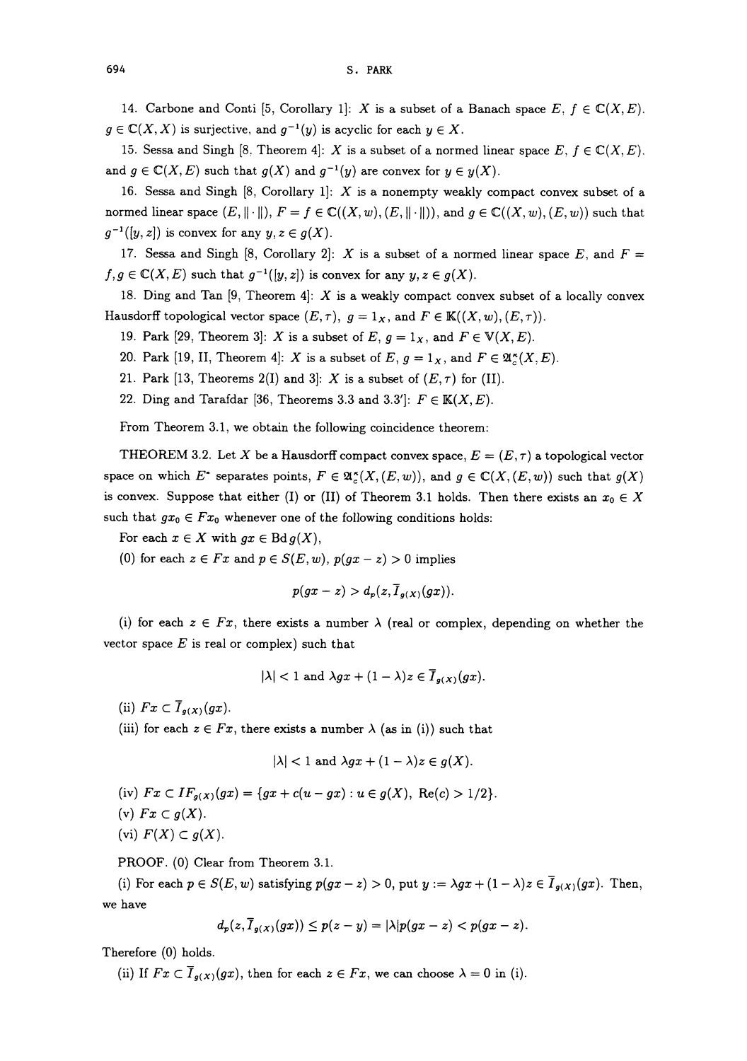14. Carbone and Conti [5, Corollary 1]: $X$ is a subset of a Banach space $E$, $f \in \mathbb{C}(X, E)$, $g \in \mathbb{C}(X, X)$ is surjective, and $g^{-1}(y)$ is acyclic for each $y \in X$.

15. Sessa and Singh [8, Theorem 4]: $X$ is a subset of a normed linear space $E$, $f \in \mathbb{C}(X, E)$, and $g \in \mathbb{C}(X, E)$ such that $g(X)$ and $g^{-1}(y)$ are convex for $y \in y(X)$.

16. Sessa and Singh [8, Corollary 1]: $X$ is a nonempty weakly compact convex subset of a normed linear space $(E, \|\cdot\|)$, $F = f \in \mathbb{C}((X, w), (E, \|\cdot\|))$, and $g \in \mathbb{C}((X, w), (E, w))$ such that $g^{-1}([y, z])$ is convex for any $y, z \in g(X)$.

17. Sessa and Singh [8, Corollary 2]: $X$ is a subset of a normed linear space $E$, and $F = f, g \in \mathbb{C}(X, E)$ such that $g^{-1}([y, z])$ is convex for any $y, z \in g(X)$.

18. Ding and Tan [9, Theorem 4]: $X$ is a weakly compact convex subset of a locally convex Hausdorff topological vector space $(E, \tau)$, $g = 1_X$, and $F \in \mathbb{K}((X, w), (E, \tau))$.

19. Park [29, Theorem 3]: $X$ is a subset of $E$, $g = 1_X$, and $F \in \mathbb{V}(X, E)$.

20. Park [19, II, Theorem 4]: $X$ is a subset of $E$, $g = 1_X$, and $F \in \mathfrak{A}_c^\kappa(X, E)$.

21. Park [13, Theorems 2(I) and 3]: $X$ is a subset of $(E, \tau)$ for (II).

22. Ding and Tarafdar [36, Theorems 3.3 and 3.3′]: $F \in \mathbb{K}(X, E)$.

From Theorem 3.1, we obtain the following coincidence theorem:

THEOREM 3.2. Let $X$ be a Hausdorff compact convex space, $E = (E, \tau)$ a topological vector space on which $E^*$ separates points, $F \in \mathfrak{A}_c^\kappa(X, (E, w))$, and $g \in \mathbb{C}(X, (E, w))$ such that $g(X)$ is convex. Suppose that either (I) or (II) of Theorem 3.1 holds. Then there exists an $x_0 \in X$ such that $gx_0 \in Fx_0$ whenever one of the following conditions holds:

For each $x \in X$ with $gx \in \operatorname{Bd} g(X)$,

(0) for each $z \in Fx$ and $p \in S(E, w)$, $p(gx - z) > 0$ implies

$$p(gx - z) > d_p(z, \overline{I}_{g(X)}(gx)).$$

(i) for each $z \in Fx$, there exists a number $\lambda$ (real or complex, depending on whether the vector space $E$ is real or complex) such that

$$|\lambda| < 1 \text{ and } \lambda gx + (1 - \lambda)z \in \overline{I}_{g(X)}(gx).$$

(ii) $Fx \subset \overline{I}_{g(X)}(gx)$.

(iii) for each $z \in Fx$, there exists a number $\lambda$ (as in (i)) such that

$$|\lambda| < 1 \text{ and } \lambda gx + (1 - \lambda)z \in g(X).$$

(iv) $Fx \subset IF_{g(X)}(gx) = \{gx + c(u - gx) : u \in g(X),\ \operatorname{Re}(c) > 1/2\}$.

(v) $Fx \subset g(X)$.

(vi) $F(X) \subset g(X)$.

PROOF. (0) Clear from Theorem 3.1.

(i) For each $p \in S(E, w)$ satisfying $p(gx - z) > 0$, put $y := \lambda gx + (1 - \lambda)z \in \overline{I}_{g(X)}(gx)$. Then, we have

$$d_p(z, \overline{I}_{g(X)}(gx)) \leq p(z - y) = |\lambda| p(gx - z) < p(gx - z).$$

Therefore (0) holds.

(ii) If $Fx \subset \overline{I}_{g(X)}(gx)$, then for each $z \in Fx$, we can choose $\lambda = 0$ in (i).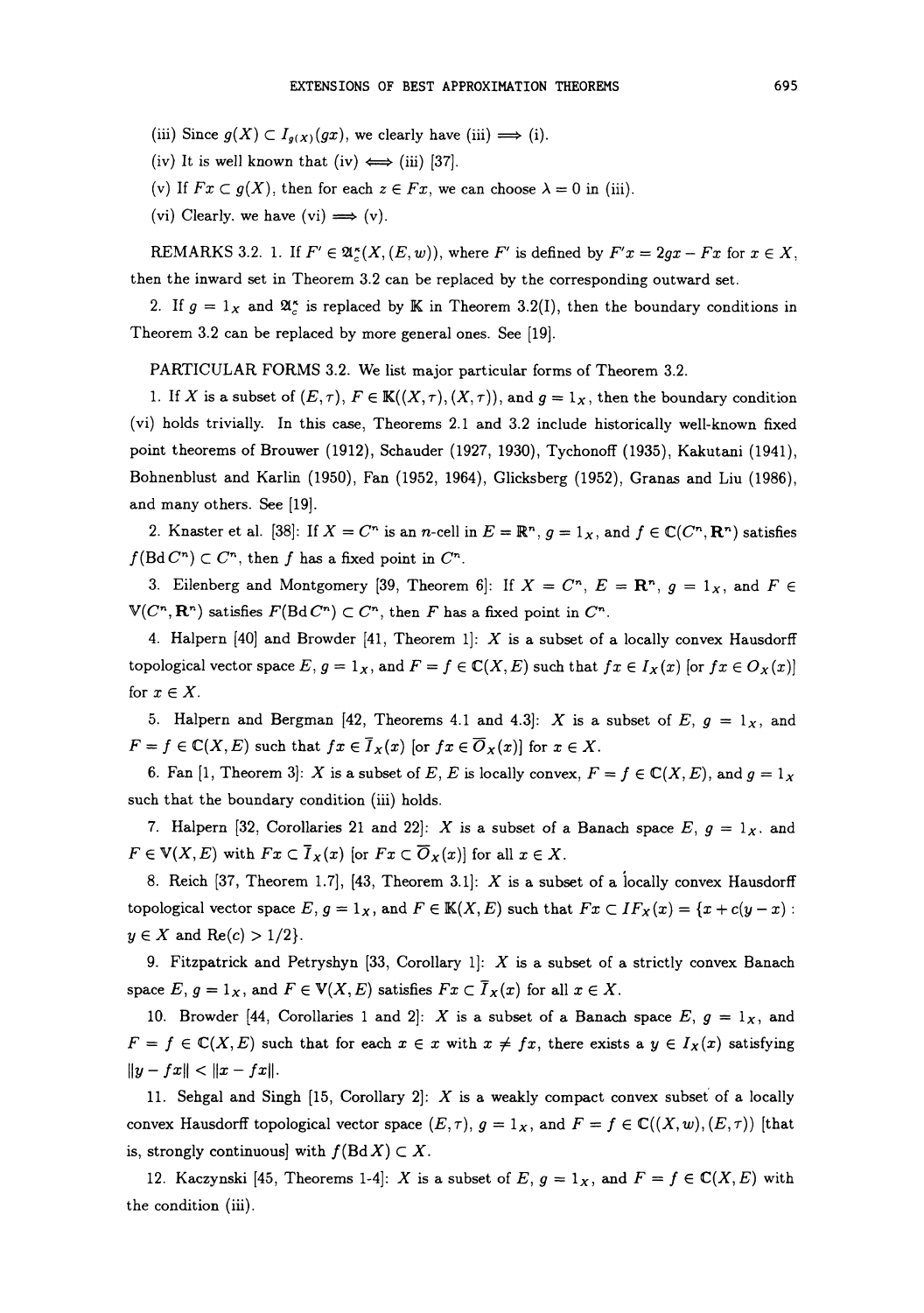(iii) Since $g(X) \subset I_{g(X)}(gx)$, we clearly have (iii) $\Longrightarrow$ (i).

(iv) It is well known that (iv) $\Longleftrightarrow$ (iii) [37].

(v) If $Fx \subset g(X)$, then for each $z \in Fx$, we can choose $\lambda = 0$ in (iii).

(vi) Clearly. we have (vi) $\Longrightarrow$ (v).

REMARKS 3.2. 1. If $F' \in \mathfrak{A}_c^\kappa(X, (E, w))$, where $F'$ is defined by $F'x = 2gx - Fx$ for $x \in X$, then the inward set in Theorem 3.2 can be replaced by the corresponding outward set.

2. If $g = 1_X$ and $\mathfrak{A}_c^\kappa$ is replaced by $\mathbb{K}$ in Theorem 3.2(I), then the boundary conditions in Theorem 3.2 can be replaced by more general ones. See [19].

PARTICULAR FORMS 3.2. We list major particular forms of Theorem 3.2.

1. If $X$ is a subset of $(E, \tau)$, $F \in \mathbb{K}((X, \tau), (X, \tau))$, and $g = 1_X$, then the boundary condition (vi) holds trivially. In this case, Theorems 2.1 and 3.2 include historically well-known fixed point theorems of Brouwer (1912), Schauder (1927, 1930), Tychonoff (1935), Kakutani (1941), Bohnenblust and Karlin (1950), Fan (1952, 1964), Glicksberg (1952), Granas and Liu (1986), and many others. See [19].

2. Knaster et al. [38]: If $X = C^n$ is an $n$-cell in $E = \mathbf{R}^n$, $g = 1_X$, and $f \in \mathbb{C}(C^n, \mathbf{R}^n)$ satisfies $f(\operatorname{Bd} C^n) \subset C^n$, then $f$ has a fixed point in $C^n$.

3. Eilenberg and Montgomery [39, Theorem 6]: If $X = C^n$, $E = \mathbf{R}^n$, $g = 1_X$, and $F \in \mathbb{V}(C^n, \mathbf{R}^n)$ satisfies $F(\operatorname{Bd} C^n) \subset C^n$, then $F$ has a fixed point in $C^n$.

4. Halpern [40] and Browder [41, Theorem 1]: $X$ is a subset of a locally convex Hausdorff topological vector space $E$, $g = 1_X$, and $F = f \in \mathbb{C}(X, E)$ such that $fx \in I_X(x)$ [or $fx \in O_X(x)$] for $x \in X$.

5. Halpern and Bergman [42, Theorems 4.1 and 4.3]: $X$ is a subset of $E$, $g = 1_X$, and $F = f \in \mathbb{C}(X, E)$ such that $fx \in \overline{I}_X(x)$ [or $fx \in \overline{O}_X(x)$] for $x \in X$.

6. Fan [1, Theorem 3]: $X$ is a subset of $E$, $E$ is locally convex, $F = f \in \mathbb{C}(X, E)$, and $g = 1_X$ such that the boundary condition (iii) holds.

7. Halpern [32, Corollaries 21 and 22]: $X$ is a subset of a Banach space $E$, $g = 1_X$. and $F \in \mathbb{V}(X, E)$ with $Fx \subset \overline{I}_X(x)$ [or $Fx \subset \overline{O}_X(x)$] for all $x \in X$.

8. Reich [37, Theorem 1.7], [43, Theorem 3.1]: $X$ is a subset of a locally convex Hausdorff topological vector space $E$, $g = 1_X$, and $F \in \mathbb{K}(X, E)$ such that $Fx \subset IF_X(x) = \{x + c(y - x) : y \in X \text{ and } \operatorname{Re}(c) > 1/2\}$.

9. Fitzpatrick and Petryshyn [33, Corollary 1]: $X$ is a subset of a strictly convex Banach space $E$, $g = 1_X$, and $F \in \mathbb{V}(X, E)$ satisfies $Fx \subset \overline{I}_X(x)$ for all $x \in X$.

10. Browder [44, Corollaries 1 and 2]: $X$ is a subset of a Banach space $E$, $g = 1_X$, and $F = f \in \mathbb{C}(X, E)$ such that for each $x \in x$ with $x \neq fx$, there exists a $y \in I_X(x)$ satisfying $\|y - fx\| < \|x - fx\|$.

11. Sehgal and Singh [15, Corollary 2]: $X$ is a weakly compact convex subset of a locally convex Hausdorff topological vector space $(E, \tau)$, $g = 1_X$, and $F = f \in \mathbb{C}((X, w), (E, \tau))$ [that is, strongly continuous] with $f(\operatorname{Bd} X) \subset X$.

12. Kaczynski [45, Theorems 1-4]: $X$ is a subset of $E$, $g = 1_X$, and $F = f \in \mathbb{C}(X, E)$ with the condition (iii).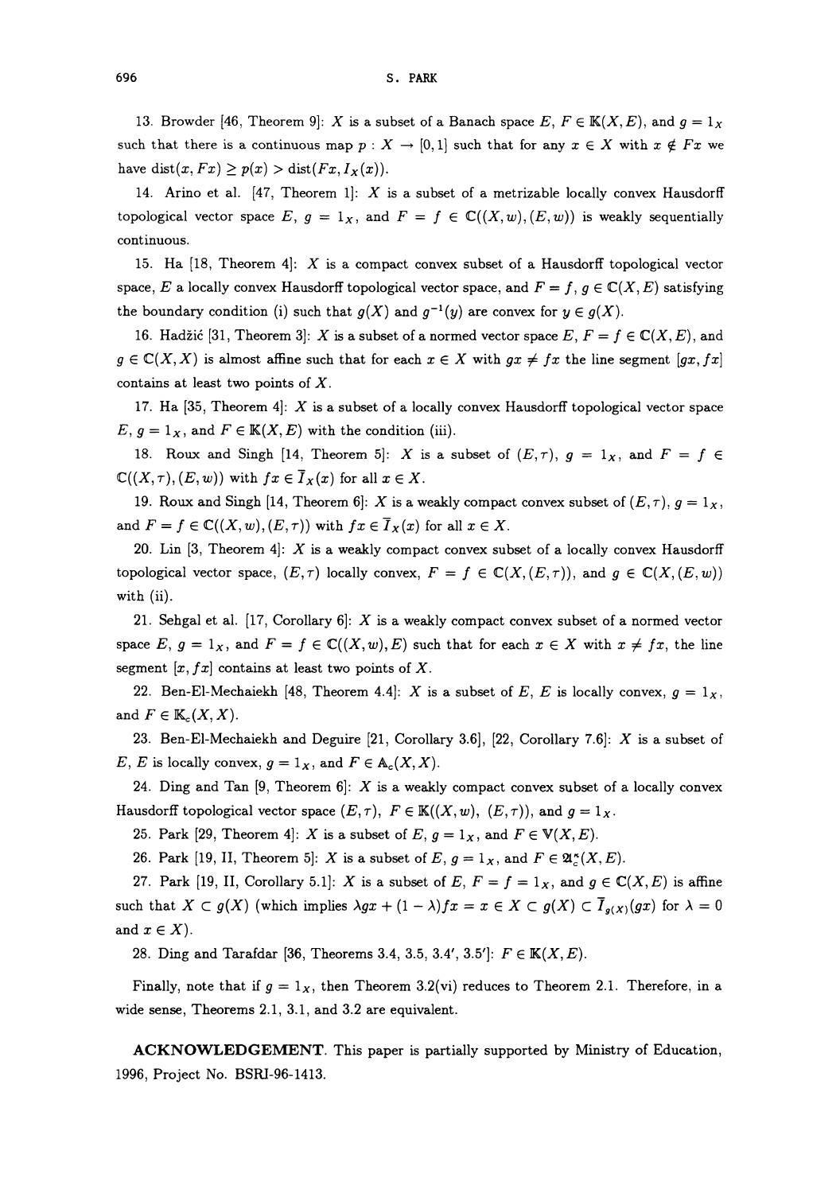13. Browder [46, Theorem 9]: $X$ is a subset of a Banach space $E$, $F \in \mathbb{K}(X, E)$, and $g = 1_X$ such that there is a continuous map $p : X \to [0,1]$ such that for any $x \in X$ with $x \notin Fx$ we have $\operatorname{dist}(x, Fx) \geq p(x) > \operatorname{dist}(Fx, I_X(x))$.

14. Arino et al. [47, Theorem 1]: $X$ is a subset of a metrizable locally convex Hausdorff topological vector space $E$, $g = 1_X$, and $F = f \in \mathbb{C}((X, w), (E, w))$ is weakly sequentially continuous.

15. Ha [18, Theorem 4]: $X$ is a compact convex subset of a Hausdorff topological vector space, $E$ a locally convex Hausdorff topological vector space, and $F = f$, $g \in \mathbb{C}(X, E)$ satisfying the boundary condition (i) such that $g(X)$ and $g^{-1}(y)$ are convex for $y \in g(X)$.

16. Hadžić [31, Theorem 3]: $X$ is a subset of a normed vector space $E$, $F = f \in \mathbb{C}(X, E)$, and $g \in \mathbb{C}(X, X)$ is almost affine such that for each $x \in X$ with $gx \neq fx$ the line segment $[gx, fx]$ contains at least two points of $X$.

17. Ha [35, Theorem 4]: $X$ is a subset of a locally convex Hausdorff topological vector space $E$, $g = 1_X$, and $F \in \mathbb{K}(X, E)$ with the condition (iii).

18. Roux and Singh [14, Theorem 5]: $X$ is a subset of $(E, \tau)$, $g = 1_X$, and $F = f \in \mathbb{C}((X, \tau), (E, w))$ with $fx \in \overline{I}_X(x)$ for all $x \in X$.

19. Roux and Singh [14, Theorem 6]: $X$ is a weakly compact convex subset of $(E, \tau)$, $g = 1_X$, and $F = f \in \mathbb{C}((X, w), (E, \tau))$ with $fx \in \overline{I}_X(x)$ for all $x \in X$.

20. Lin [3, Theorem 4]: $X$ is a weakly compact convex subset of a locally convex Hausdorff topological vector space, $(E, \tau)$ locally convex, $F = f \in \mathbb{C}(X, (E, \tau))$, and $g \in \mathbb{C}(X, (E, w))$ with (ii).

21. Sehgal et al. [17, Corollary 6]: $X$ is a weakly compact convex subset of a normed vector space $E$, $g = 1_X$, and $F = f \in \mathbb{C}((X, w), E)$ such that for each $x \in X$ with $x \neq fx$, the line segment $[x, fx]$ contains at least two points of $X$.

22. Ben-El-Mechaiekh [48, Theorem 4.4]: $X$ is a subset of $E$, $E$ is locally convex, $g = 1_X$, and $F \in \mathbb{K}_c(X, X)$.

23. Ben-El-Mechaiekh and Deguire [21, Corollary 3.6], [22, Corollary 7.6]: $X$ is a subset of $E$, $E$ is locally convex, $g = 1_X$, and $F \in \mathbb{A}_c(X, X)$.

24. Ding and Tan [9, Theorem 6]: $X$ is a weakly compact convex subset of a locally convex Hausdorff topological vector space $(E, \tau)$, $F \in \mathbb{K}((X, w), (E, \tau))$, and $g = 1_X$.

25. Park [29, Theorem 4]: $X$ is a subset of $E$, $g = 1_X$, and $F \in \mathbb{V}(X, E)$.

26. Park [19, II, Theorem 5]: $X$ is a subset of $E$, $g = 1_X$, and $F \in \mathfrak{A}_c^{\kappa}(X, E)$.

27. Park [19, II, Corollary 5.1]: $X$ is a subset of $E$, $F = f = 1_X$, and $g \in \mathbb{C}(X, E)$ is affine such that $X \subset g(X)$ (which implies $\lambda gx + (1 - \lambda)fx = x \in X \subset g(X) \subset \overline{I}_{g(X)}(gx)$ for $\lambda = 0$ and $x \in X$).

28. Ding and Tarafdar [36, Theorems 3.4, 3.5, 3.4′, 3.5′]: $F \in \mathbb{K}(X, E)$.

Finally, note that if $g = 1_X$, then Theorem 3.2(vi) reduces to Theorem 2.1. Therefore, in a wide sense, Theorems 2.1, 3.1, and 3.2 are equivalent.

**ACKNOWLEDGEMENT**. This paper is partially supported by Ministry of Education, 1996, Project No. BSRI-96-1413.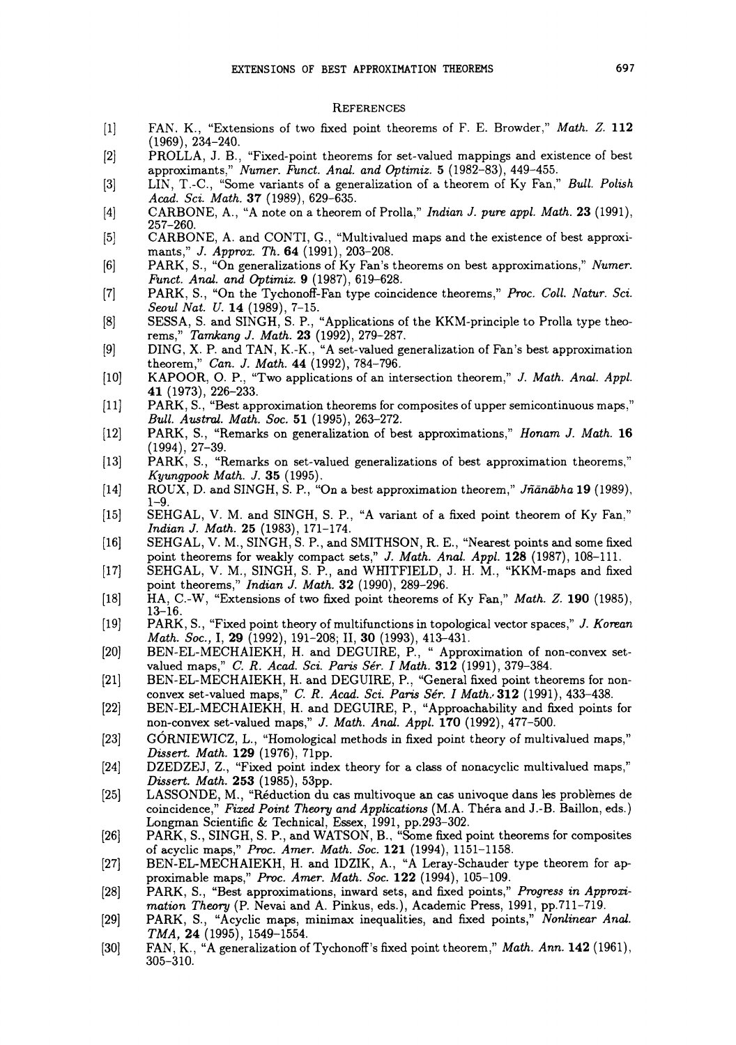## REFERENCES

[1] FAN. K., "Extensions of two fixed point theorems of F. E. Browder," *Math. Z.* **112** (1969), 234–240.

[2] PROLLA, J. B., "Fixed-point theorems for set-valued mappings and existence of best approximants," *Numer. Funct. Anal. and Optimiz.* **5** (1982–83), 449–455.

[3] LIN, T.-C., "Some variants of a generalization of a theorem of Ky Fan," *Bull. Polish Acad. Sci. Math.* **37** (1989), 629–635.

[4] CARBONE, A., "A note on a theorem of Prolla," *Indian J. pure appl. Math.* **23** (1991), 257–260.

[5] CARBONE, A. and CONTI, G., "Multivalued maps and the existence of best approximants," *J. Approx. Th.* **64** (1991), 203–208.

[6] PARK, S., "On generalizations of Ky Fan's theorems on best approximations," *Numer. Funct. Anal. and Optimiz.* **9** (1987), 619–628.

[7] PARK, S., "On the Tychonoff-Fan type coincidence theorems," *Proc. Coll. Natur. Sci. Seoul Nat. U.* **14** (1989), 7–15.

[8] SESSA, S. and SINGH, S. P., "Applications of the KKM-principle to Prolla type theorems," *Tamkang J. Math.* **23** (1992), 279–287.

[9] DING, X. P. and TAN, K.-K., "A set-valued generalization of Fan's best approximation theorem," *Can. J. Math.* **44** (1992), 784–796.

[10] KAPOOR, O. P., "Two applications of an intersection theorem," *J. Math. Anal. Appl.* **41** (1973), 226–233.

[11] PARK, S., "Best approximation theorems for composites of upper semicontinuous maps," *Bull. Austral. Math. Soc.* **51** (1995), 263–272.

[12] PARK, S., "Remarks on generalization of best approximations," *Honam J. Math.* **16** (1994), 27–39.

[13] PARK, S., "Remarks on set-valued generalizations of best approximation theorems," *Kyungpook Math. J.* **35** (1995).

[14] ROUX, D. and SINGH, S. P., "On a best approximation theorem," *Jñānābha* **19** (1989), 1–9.

[15] SEHGAL, V. M. and SINGH, S. P., "A variant of a fixed point theorem of Ky Fan," *Indian J. Math.* **25** (1983), 171–174.

[16] SEHGAL, V. M., SINGH, S. P., and SMITHSON, R. E., "Nearest points and some fixed point theorems for weakly compact sets," *J. Math. Anal. Appl.* **128** (1987), 108–111.

[17] SEHGAL, V. M., SINGH, S. P., and WHITFIELD, J. H. M., "KKM-maps and fixed point theorems," *Indian J. Math.* **32** (1990), 289–296.

[18] HA, C.-W, "Extensions of two fixed point theorems of Ky Fan," *Math. Z.* **190** (1985), 13–16.

[19] PARK, S., "Fixed point theory of multifunctions in topological vector spaces," *J. Korean Math. Soc.*, I, **29** (1992), 191–208; II, **30** (1993), 413–431.

[20] BEN-EL-MECHAIEKH, H. and DEGUIRE, P., " Approximation of non-convex set-valued maps," *C. R. Acad. Sci. Paris Sér. I Math.* **312** (1991), 379–384.

[21] BEN-EL-MECHAIEKH, H. and DEGUIRE, P., "General fixed point theorems for non-convex set-valued maps," *C. R. Acad. Sci. Paris Sér. I Math.* **312** (1991), 433–438.

[22] BEN-EL-MECHAIEKH, H. and DEGUIRE, P., "Approachability and fixed points for non-convex set-valued maps," *J. Math. Anal. Appl.* **170** (1992), 477–500.

[23] GÓRNIEWICZ, L., "Homological methods in fixed point theory of multivalued maps," *Dissert. Math.* **129** (1976), 71pp.

[24] DZEDZEJ, Z., "Fixed point index theory for a class of nonacyclic multivalued maps," *Dissert. Math.* **253** (1985), 53pp.

[25] LASSONDE, M., "Réduction du cas multivoque an cas univoque dans les problèmes de coincidence," *Fixed Point Theory and Applications* (M.A. Théra and J.-B. Baillon, eds.) Longman Scientific & Technical, Essex, 1991, pp.293–302.

[26] PARK, S., SINGH, S. P., and WATSON, B., "Some fixed point theorems for composites of acyclic maps," *Proc. Amer. Math. Soc.* **121** (1994), 1151–1158.

[27] BEN-EL-MECHAIEKH, H. and IDZIK, A., "A Leray-Schauder type theorem for approximable maps," *Proc. Amer. Math. Soc.* **122** (1994), 105–109.

[28] PARK, S., "Best approximations, inward sets, and fixed points," *Progress in Approximation Theory* (P. Nevai and A. Pinkus, eds.), Academic Press, 1991, pp.711–719.

[29] PARK, S., "Acyclic maps, minimax inequalities, and fixed points," *Nonlinear Anal. TMA*, **24** (1995), 1549–1554.

[30] FAN, K., "A generalization of Tychonoff's fixed point theorem," *Math. Ann.* **142** (1961), 305–310.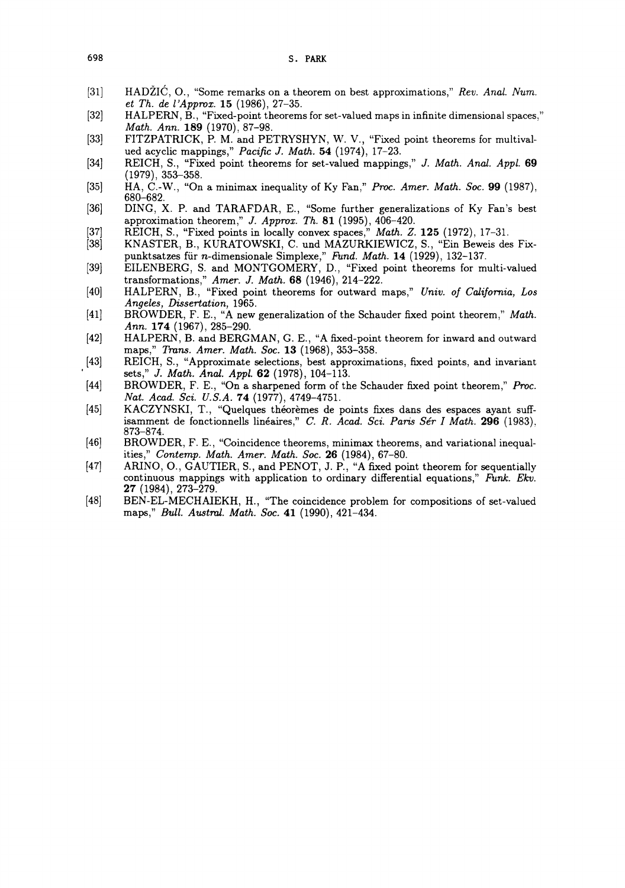[31] HADŽIĆ, O., "Some remarks on a theorem on best approximations," *Rev. Anal. Num. et Th. de l'Approx.* **15** (1986), 27–35.

[32] HALPERN, B., "Fixed-point theorems for set-valued maps in infinite dimensional spaces," *Math. Ann.* **189** (1970), 87–98.

[33] FITZPATRICK, P. M. and PETRYSHYN, W. V., "Fixed point theorems for multivalued acyclic mappings," *Pacific J. Math.* **54** (1974), 17–23.

[34] REICH, S., "Fixed point theorems for set-valued mappings," *J. Math. Anal. Appl.* **69** (1979), 353–358.

[35] HA, C.-W., "On a minimax inequality of Ky Fan," *Proc. Amer. Math. Soc.* **99** (1987), 680–682.

[36] DING, X. P. and TARAFDAR, E., "Some further generalizations of Ky Fan's best approximation theorem," *J. Approx. Th.* **81** (1995), 406–420.

[37] REICH, S., "Fixed points in locally convex spaces," *Math. Z.* **125** (1972), 17–31.

[38] KNASTER, B., KURATOWSKI, C. und MAZURKIEWICZ, S., "Ein Beweis des Fixpunktsatzes für $n$-dimensionale Simplexe," *Fund. Math.* **14** (1929), 132–137.

[39] EILENBERG, S. and MONTGOMERY, D., "Fixed point theorems for multi-valued transformations," *Amer. J. Math.* **68** (1946), 214–222.

[40] HALPERN, B., "Fixed point theorems for outward maps," *Univ. of California, Los Angeles, Dissertation*, 1965.

[41] BROWDER, F. E., "A new generalization of the Schauder fixed point theorem," *Math. Ann.* **174** (1967), 285–290.

[42] HALPERN, B. and BERGMAN, G. E., "A fixed-point theorem for inward and outward maps," *Trans. Amer. Math. Soc.* **13** (1968), 353–358.

[43] REICH, S., "Approximate selections, best approximations, fixed points, and invariant sets," *J. Math. Anal. Appl.* **62** (1978), 104–113.

[44] BROWDER, F. E., "On a sharpened form of the Schauder fixed point theorem," *Proc. Nat. Acad. Sci. U.S.A.* **74** (1977), 4749–4751.

[45] KACZYNSKI, T., "Quelques théorèmes de points fixes dans des espaces ayant suffisamment de fonctionnells linéaires," *C. R. Acad. Sci. Paris Sér I Math.* **296** (1983), 873–874.

[46] BROWDER, F. E., "Coincidence theorems, minimax theorems, and variational inequalities," *Contemp. Math. Amer. Math. Soc.* **26** (1984), 67–80.

[47] ARINO, O., GAUTIER, S., and PENOT, J. P., "A fixed point theorem for sequentially continuous mappings with application to ordinary differential equations," *Funk. Ekv.* **27** (1984), 273–279.

[48] BEN-EL-MECHAIEKH, H., "The coincidence problem for compositions of set-valued maps," *Bull. Austral. Math. Soc.* **41** (1990), 421–434.